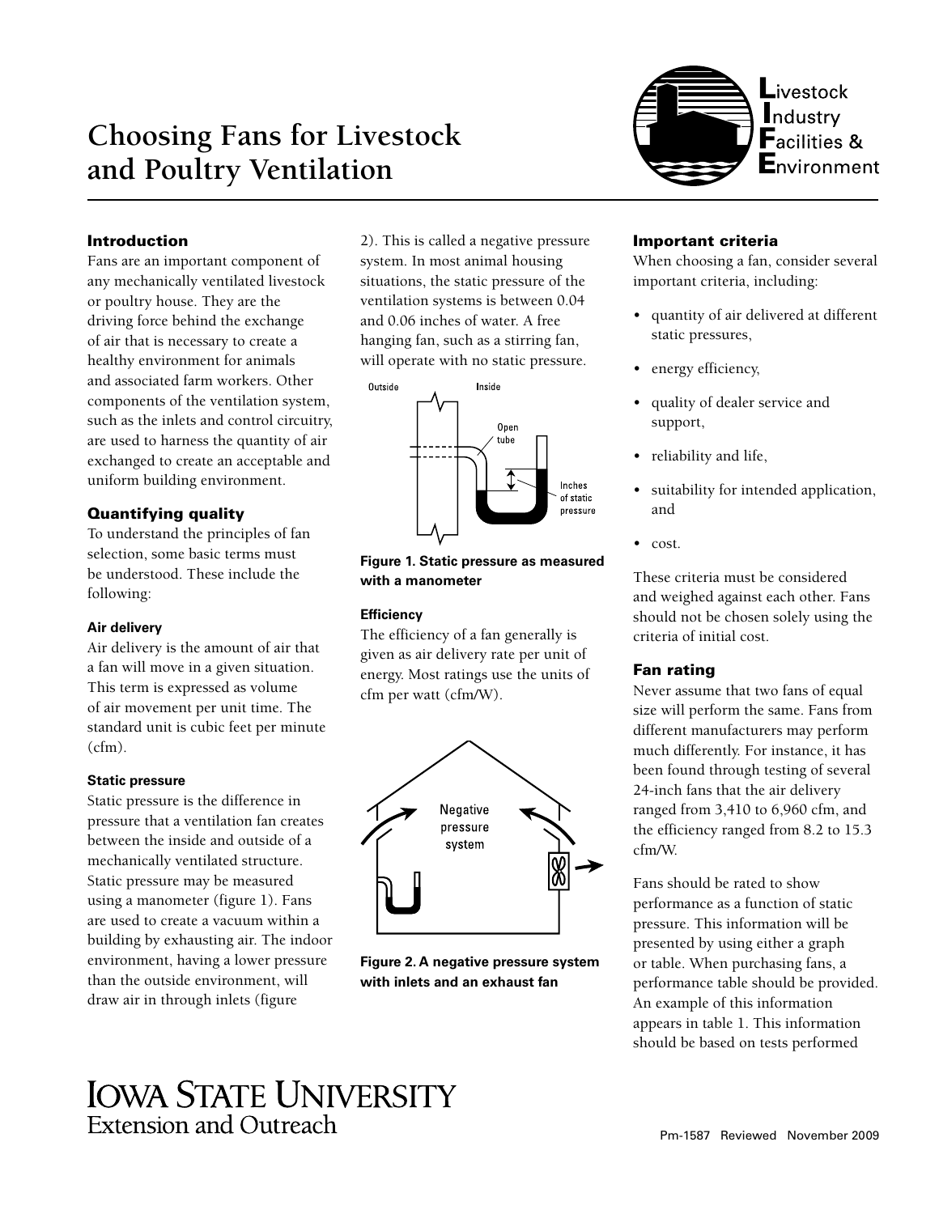# Choosing Fans for Livestock and Poultry Ventilation

## Introduction

Fans are an important component of any mechanically ventilated livestock or poultry house. They are the driving force behind the exchange of air that is necessary to create a healthy environment for animals and associated farm workers. Other components of the ventilation system, such as the inlets and control circuitry, are used to harness the quantity of air exchanged to create an acceptable and uniform building environment.

## Quantifying quality

To understand the principles of fan selection, some basic terms must be understood. These include the following:

### Air delivery

Air delivery is the amount of air that a fan will move in a given situation. This term is expressed as volume of air movement per unit time. The standard unit is cubic feet per minute (cfm).

### Static pressure

Static pressure is the difference in pressure that a ventilation fan creates between the inside and outside of a mechanically ventilated structure. Static pressure may be measured using a manometer (figure 1). Fans are used to create a vacuum within a building by exhausting air. The indoor environment, having a lower pressure than the outside environment, will draw air in through inlets (figure 2). This is called a negative pressure system. In most animal housing situations, the static pressure of the ventilation systems is between 0.04 and 0.06 inches of water. A free hanging fan, such as a stirring fan, will operate with no static pressure.

**Figure 1. Static pressure as measured with a manometer**

### Efficiency

The efficiency of a fan generally is given as air delivery rate per unit of energy. Most ratings use the units of cfm per watt (cfm/W).

**Figure 2. A negative pressure system with inlets and an exhaust fan**

## Important criteria

When choosing a fan, consider several important criteria, including:

- quantity of air delivered at different static pressures,
- energy efficiency,
- quality of dealer service and support,
- reliability and life,
- suitability for intended application, and
- cost.

These criteria must be considered and weighed against each other. Fans should not be chosen solely using the criteria of initial cost.

## Fan rating

Never assume that two fans of equal size will perform the same. Fans from different manufacturers may perform much differently. For instance, it has been found through testing of several 24-inch fans that the air delivery ranged from 3,410 to 6,960 cfm, and the efficiency ranged from 8.2 to 15.3 cfm/W.

Fans should be rated to show performance as a function of static pressure. This information will be presented by using either a graph or table. When purchasing fans, a performance table should be provided. An example of this information appears in table 1. This information should be based on tests performed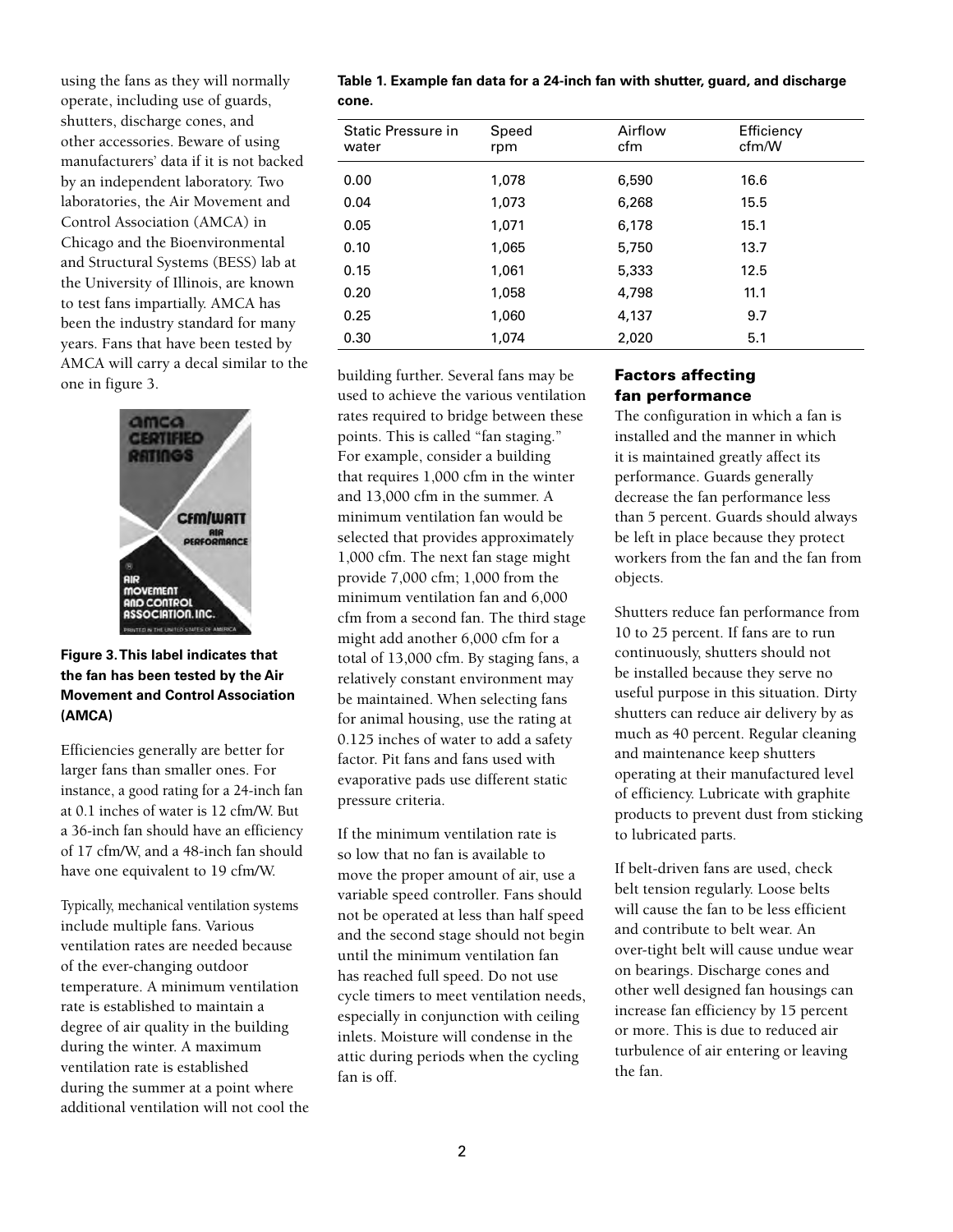using the fans as they will normally operate, including use of guards, shutters, discharge cones, and other accessories. Beware of using manufacturers' data if it is not backed by an independent laboratory. Two laboratories, the Air Movement and Control Association (AMCA) in Chicago and the Bioenvironmental and Structural Systems (BESS) lab at the University of Illinois, are known to test fans impartially. AMCA has been the industry standard for many years. Fans that have been tested by AMCA will carry a decal similar to the one in figure 3.

**Figure 3. This label indicates that the fan has been tested by the Air Movement and Control Association (AMCA)**

Efficiencies generally are better for larger fans than smaller ones. For instance, a good rating for a 24-inch fan at 0.1 inches of water is 12 cfm/W. But a 36-inch fan should have an efficiency of 17 cfm/W, and a 48-inch fan should have one equivalent to 19 cfm/W.

Typically, mechanical ventilation systems include multiple fans. Various ventilation rates are needed because of the ever-changing outdoor temperature. A minimum ventilation rate is established to maintain a degree of air quality in the building during the winter. A maximum ventilation rate is established during the summer at a point where additional ventilation will not cool the building further. Several fans may be used to achieve the various ventilation rates required to bridge between these points. This is called "fan staging." For example, consider a building that requires 1,000 cfm in the winter and 13,000 cfm in the summer. A minimum ventilation fan would be selected that provides approximately 1,000 cfm. The next fan stage might provide 7,000 cfm; 1,000 from the minimum ventilation fan and 6,000 cfm from a second fan. The third stage might add another 6,000 cfm for a total of 13,000 cfm. By staging fans, a relatively constant environment may be maintained. When selecting fans for animal housing, use the rating at 0.125 inches of water to add a safety factor. Pit fans and fans used with evaporative pads use different static pressure criteria.

If the minimum ventilation rate is so low that no fan is available to move the proper amount of air, use a variable speed controller. Fans should not be operated at less than half speed and the second stage should not begin until the minimum ventilation fan has reached full speed. Do not use cycle timers to meet ventilation needs, especially in conjunction with ceiling inlets. Moisture will condense in the attic during periods when the cycling fan is off.

**Table 1. Example fan data for a 24-inch fan with shutter, guard, and discharge cone.**

| Static Pressure in water | Speed rpm | Airflow cfm | Efficiency cfm/W |
|---|---|---|---|
| 0.00 | 1,078 | 6,590 | 16.6 |
| 0.04 | 1,073 | 6,268 | 15.5 |
| 0.05 | 1,071 | 6,178 | 15.1 |
| 0.10 | 1,065 | 5,750 | 13.7 |
| 0.15 | 1,061 | 5,333 | 12.5 |
| 0.20 | 1,058 | 4,798 | 11.1 |
| 0.25 | 1,060 | 4,137 | 9.7 |
| 0.30 | 1,074 | 2,020 | 5.1 |

## Factors affecting fan performance

The configuration in which a fan is installed and the manner in which it is maintained greatly affect its performance. Guards generally decrease the fan performance less than 5 percent. Guards should always be left in place because they protect workers from the fan and the fan from objects.

Shutters reduce fan performance from 10 to 25 percent. If fans are to run continuously, shutters should not be installed because they serve no useful purpose in this situation. Dirty shutters can reduce air delivery by as much as 40 percent. Regular cleaning and maintenance keep shutters operating at their manufactured level of efficiency. Lubricate with graphite products to prevent dust from sticking to lubricated parts.

If belt-driven fans are used, check belt tension regularly. Loose belts will cause the fan to be less efficient and contribute to belt wear. An over-tight belt will cause undue wear on bearings. Discharge cones and other well designed fan housings can increase fan efficiency by 15 percent or more. This is due to reduced air turbulence of air entering or leaving the fan.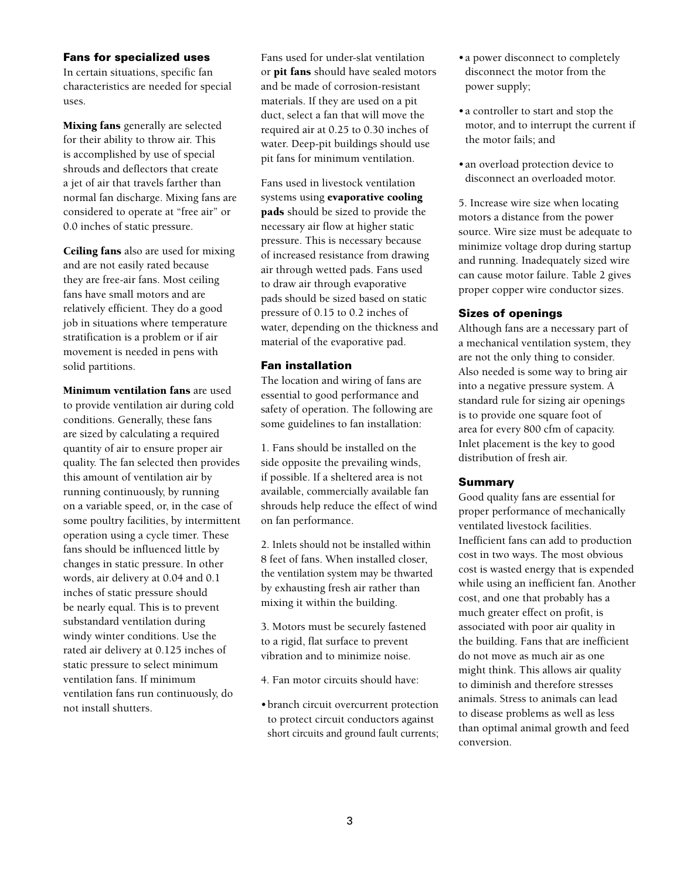### Fans for specialized uses

In certain situations, specific fan characteristics are needed for special uses.

**Mixing fans** generally are selected for their ability to throw air. This is accomplished by use of special shrouds and deflectors that create a jet of air that travels farther than normal fan discharge. Mixing fans are considered to operate at "free air" or 0.0 inches of static pressure.

**Ceiling fans** also are used for mixing and are not easily rated because they are free-air fans. Most ceiling fans have small motors and are relatively efficient. They do a good job in situations where temperature stratification is a problem or if air movement is needed in pens with solid partitions.

**Minimum ventilation fans** are used to provide ventilation air during cold conditions. Generally, these fans are sized by calculating a required quantity of air to ensure proper air quality. The fan selected then provides this amount of ventilation air by running continuously, by running on a variable speed, or, in the case of some poultry facilities, by intermittent operation using a cycle timer. These fans should be influenced little by changes in static pressure. In other words, air delivery at 0.04 and 0.1 inches of static pressure should be nearly equal. This is to prevent substandard ventilation during windy winter conditions. Use the rated air delivery at 0.125 inches of static pressure to select minimum ventilation fans. If minimum ventilation fans run continuously, do not install shutters.

Fans used for under-slat ventilation or **pit fans** should have sealed motors and be made of corrosion-resistant materials. If they are used on a pit duct, select a fan that will move the required air at 0.25 to 0.30 inches of water. Deep-pit buildings should use pit fans for minimum ventilation.

Fans used in livestock ventilation systems using **evaporative cooling pads** should be sized to provide the necessary air flow at higher static pressure. This is necessary because of increased resistance from drawing air through wetted pads. Fans used to draw air through evaporative pads should be sized based on static pressure of 0.15 to 0.2 inches of water, depending on the thickness and material of the evaporative pad.

### Fan installation

The location and wiring of fans are essential to good performance and safety of operation. The following are some guidelines to fan installation:

1. Fans should be installed on the side opposite the prevailing winds, if possible. If a sheltered area is not available, commercially available fan shrouds help reduce the effect of wind on fan performance.

2. Inlets should not be installed within 8 feet of fans. When installed closer, the ventilation system may be thwarted by exhausting fresh air rather than mixing it within the building.

3. Motors must be securely fastened to a rigid, flat surface to prevent vibration and to minimize noise.

4. Fan motor circuits should have:

- branch circuit overcurrent protection to protect circuit conductors against short circuits and ground fault currents;
- a power disconnect to completely disconnect the motor from the power supply;
- a controller to start and stop the motor, and to interrupt the current if the motor fails; and
- an overload protection device to disconnect an overloaded motor.

5. Increase wire size when locating motors a distance from the power source. Wire size must be adequate to minimize voltage drop during startup and running. Inadequately sized wire can cause motor failure. Table 2 gives proper copper wire conductor sizes.

### Sizes of openings

Although fans are a necessary part of a mechanical ventilation system, they are not the only thing to consider. Also needed is some way to bring air into a negative pressure system. A standard rule for sizing air openings is to provide one square foot of area for every 800 cfm of capacity. Inlet placement is the key to good distribution of fresh air.

### Summary

Good quality fans are essential for proper performance of mechanically ventilated livestock facilities. Inefficient fans can add to production cost in two ways. The most obvious cost is wasted energy that is expended while using an inefficient fan. Another cost, and one that probably has a much greater effect on profit, is associated with poor air quality in the building. Fans that are inefficient do not move as much air as one might think. This allows air quality to diminish and therefore stresses animals. Stress to animals can lead to disease problems as well as less than optimal animal growth and feed conversion.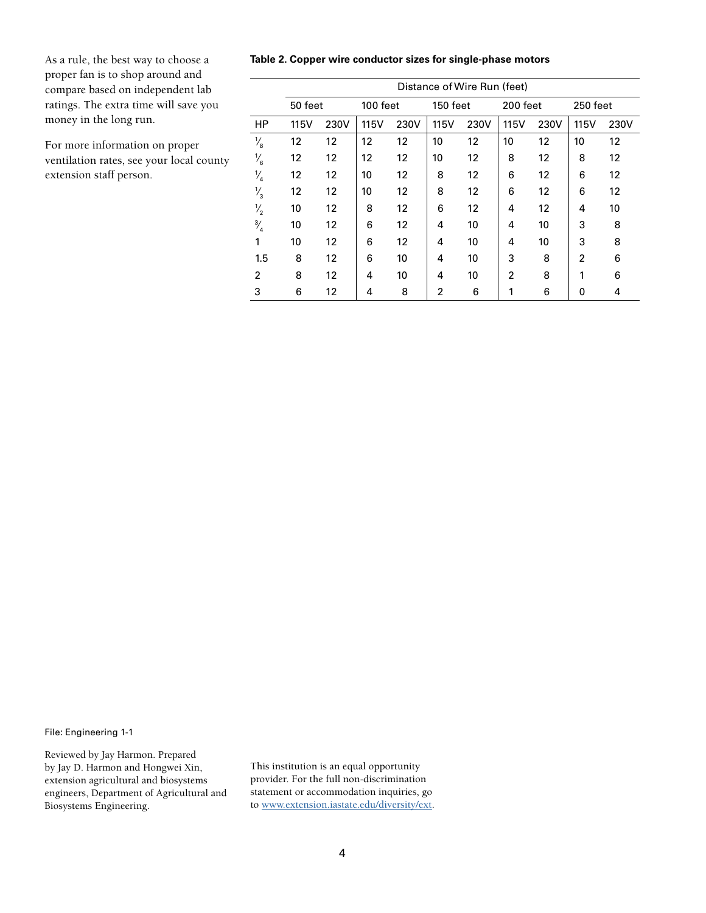As a rule, the best way to choose a proper fan is to shop around and compare based on independent lab ratings. The extra time will save you money in the long run.

For more information on proper ventilation rates, see your local county extension staff person.

**Table 2. Copper wire conductor sizes for single-phase motors**

| | Distance of Wire Run (feet) | | | | | | | | | |
|---|---|---|---|---|---|---|---|---|---|---|
| | 50 feet | | 100 feet | | 150 feet | | 200 feet | | 250 feet | |
| HP | 115V | 230V | 115V | 230V | 115V | 230V | 115V | 230V | 115V | 230V |
| 1/8 | 12 | 12 | 12 | 12 | 10 | 12 | 10 | 12 | 10 | 12 |
| 1/6 | 12 | 12 | 12 | 12 | 10 | 12 | 8 | 12 | 8 | 12 |
| 1/4 | 12 | 12 | 10 | 12 | 8 | 12 | 6 | 12 | 6 | 12 |
| 1/3 | 12 | 12 | 10 | 12 | 8 | 12 | 6 | 12 | 6 | 12 |
| 1/2 | 10 | 12 | 8 | 12 | 6 | 12 | 4 | 12 | 4 | 10 |
| 3/4 | 10 | 12 | 6 | 12 | 4 | 10 | 4 | 10 | 3 | 8 |
| 1 | 10 | 12 | 6 | 12 | 4 | 10 | 4 | 10 | 3 | 8 |
| 1.5 | 8 | 12 | 6 | 10 | 4 | 10 | 3 | 8 | 2 | 6 |
| 2 | 8 | 12 | 4 | 10 | 4 | 10 | 2 | 8 | 1 | 6 |
| 3 | 6 | 12 | 4 | 8 | 2 | 6 | 1 | 6 | 0 | 4 |

File: Engineering 1-1

Reviewed by Jay Harmon. Prepared by Jay D. Harmon and Hongwei Xin, extension agricultural and biosystems engineers, Department of Agricultural and Biosystems Engineering.

This institution is an equal opportunity provider. For the full non-discrimination statement or accommodation inquiries, go to www.extension.iastate.edu/diversity/ext.